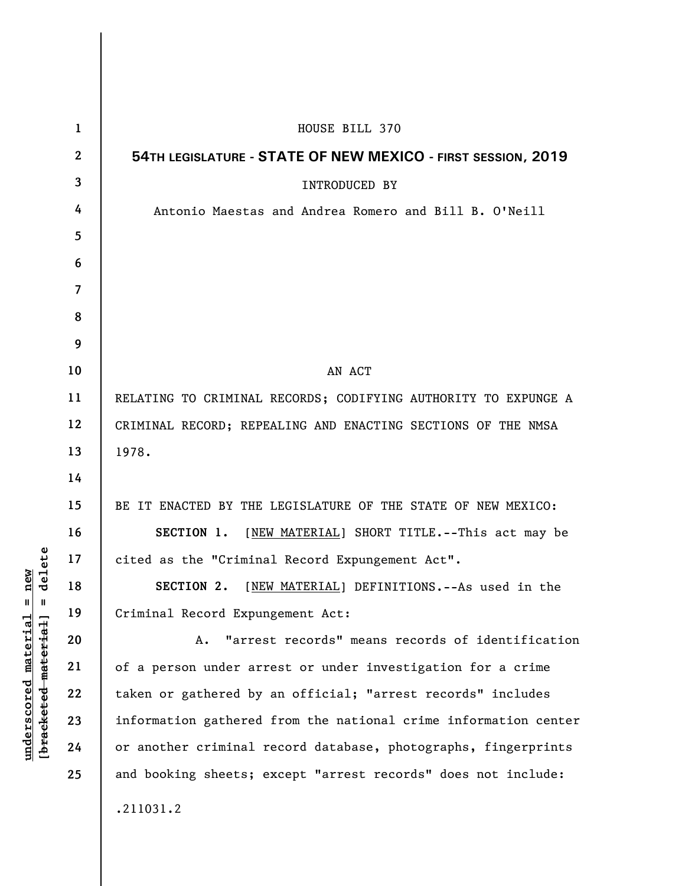HOUSE BILL 370

**54TH LEGISLATURE - STATE OF NEW MEXICO - FIRST SESSION, 2019**

INTRODUCED BY

Antonio Maestas and Andrea Romero and Bill B. O'Neill

AN ACT

RELATING TO CRIMINAL RECORDS; CODIFYING AUTHORITY TO EXPUNGE A CRIMINAL RECORD; REPEALING AND ENACTING SECTIONS OF THE NMSA 1978.

BE IT ENACTED BY THE LEGISLATURE OF THE STATE OF NEW MEXICO:

**SECTION 1.** [NEW MATERIAL] SHORT TITLE.--This act may be cited as the "Criminal Record Expungement Act".

**SECTION 2.** [NEW MATERIAL] DEFINITIONS.--As used in the Criminal Record Expungement Act:

A. "arrest records" means records of identification of a person under arrest or under investigation for a crime taken or gathered by an official; "arrest records" includes information gathered from the national crime information center or another criminal record database, photographs, fingerprints and booking sheets; except "arrest records" does not include:

.211031.2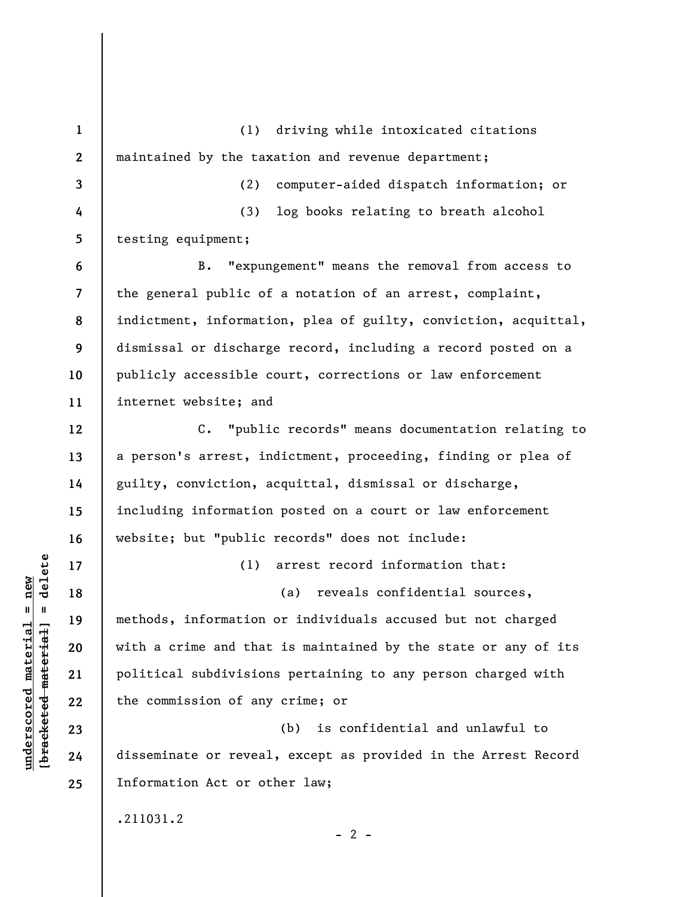(1) driving while intoxicated citations maintained by the taxation and revenue department;

(2) computer-aided dispatch information; or

(3) log books relating to breath alcohol testing equipment;

B. "expungement" means the removal from access to the general public of a notation of an arrest, complaint, indictment, information, plea of guilty, conviction, acquittal, dismissal or discharge record, including a record posted on a publicly accessible court, corrections or law enforcement internet website; and

C. "public records" means documentation relating to a person's arrest, indictment, proceeding, finding or plea of guilty, conviction, acquittal, dismissal or discharge, including information posted on a court or law enforcement website; but "public records" does not include:

(1) arrest record information that:

(a) reveals confidential sources, methods, information or individuals accused but not charged with a crime and that is maintained by the state or any of its political subdivisions pertaining to any person charged with the commission of any crime; or

(b) is confidential and unlawful to disseminate or reveal, except as provided in the Arrest Record Information Act or other law;

.211031.2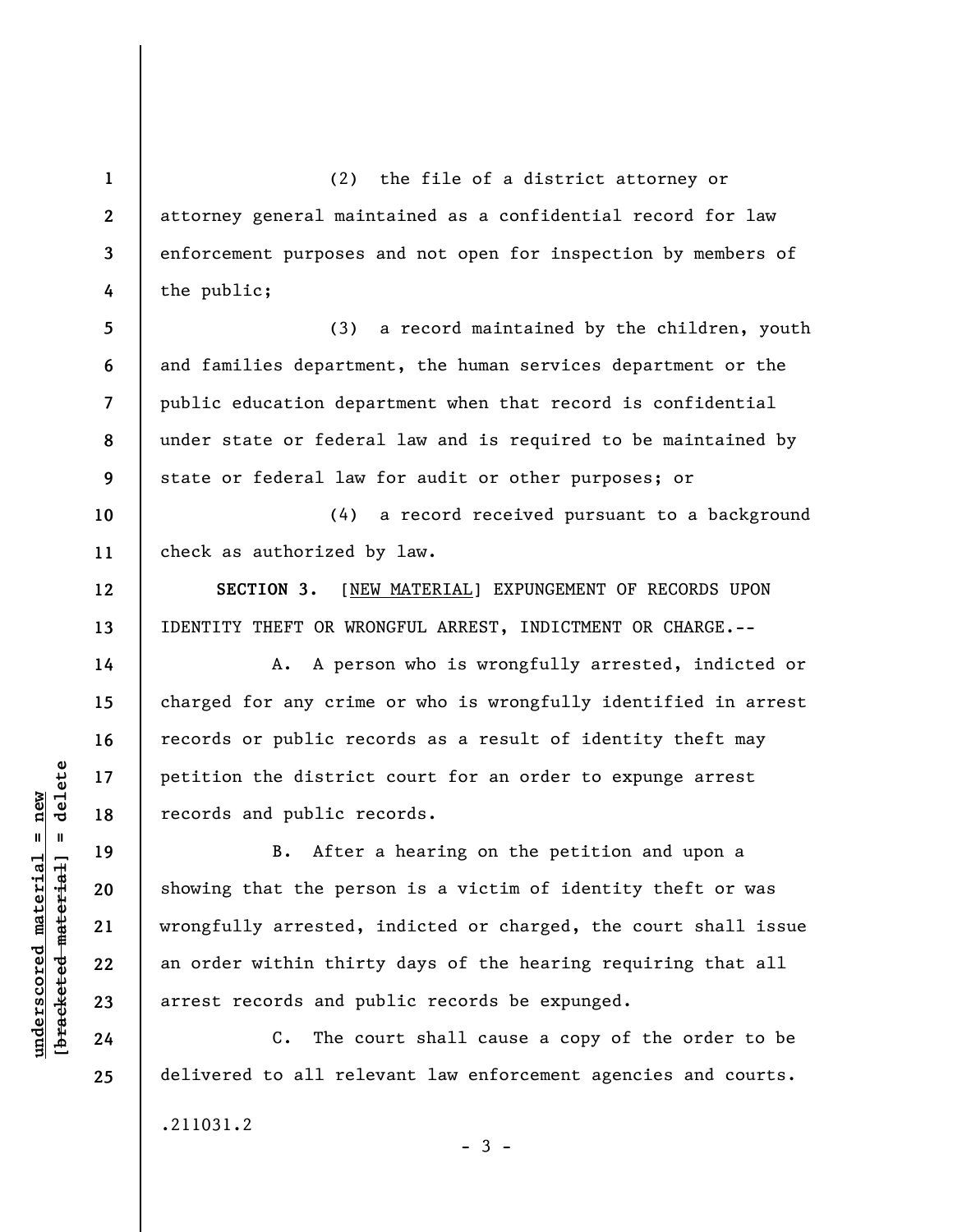(2) the file of a district attorney or attorney general maintained as a confidential record for law enforcement purposes and not open for inspection by members of the public;

(3) a record maintained by the children, youth and families department, the human services department or the public education department when that record is confidential under state or federal law and is required to be maintained by state or federal law for audit or other purposes; or

(4) a record received pursuant to a background check as authorized by law.

**SECTION 3.** [NEW MATERIAL] EXPUNGEMENT OF RECORDS UPON IDENTITY THEFT OR WRONGFUL ARREST, INDICTMENT OR CHARGE.--

A. A person who is wrongfully arrested, indicted or charged for any crime or who is wrongfully identified in arrest records or public records as a result of identity theft may petition the district court for an order to expunge arrest records and public records.

B. After a hearing on the petition and upon a showing that the person is a victim of identity theft or was wrongfully arrested, indicted or charged, the court shall issue an order within thirty days of the hearing requiring that all arrest records and public records be expunged.

C. The court shall cause a copy of the order to be delivered to all relevant law enforcement agencies and courts.

.211031.2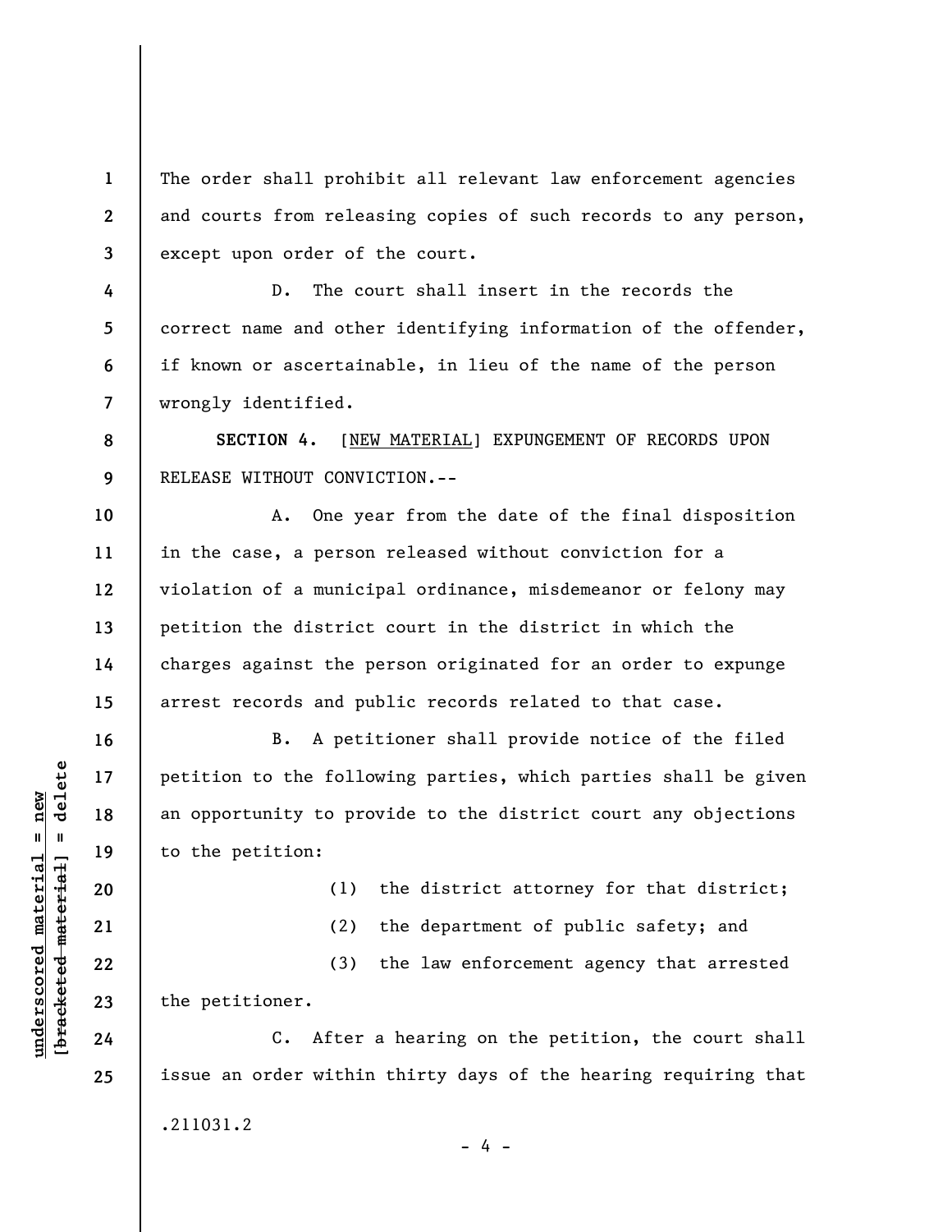The order shall prohibit all relevant law enforcement agencies and courts from releasing copies of such records to any person, except upon order of the court.

D. The court shall insert in the records the correct name and other identifying information of the offender, if known or ascertainable, in lieu of the name of the person wrongly identified.

**SECTION 4.** [NEW MATERIAL] EXPUNGEMENT OF RECORDS UPON RELEASE WITHOUT CONVICTION.--

A. One year from the date of the final disposition in the case, a person released without conviction for a violation of a municipal ordinance, misdemeanor or felony may petition the district court in the district in which the charges against the person originated for an order to expunge arrest records and public records related to that case.

B. A petitioner shall provide notice of the filed petition to the following parties, which parties shall be given an opportunity to provide to the district court any objections to the petition:

(1) the district attorney for that district;

(2) the department of public safety; and

(3) the law enforcement agency that arrested the petitioner.

C. After a hearing on the petition, the court shall issue an order within thirty days of the hearing requiring that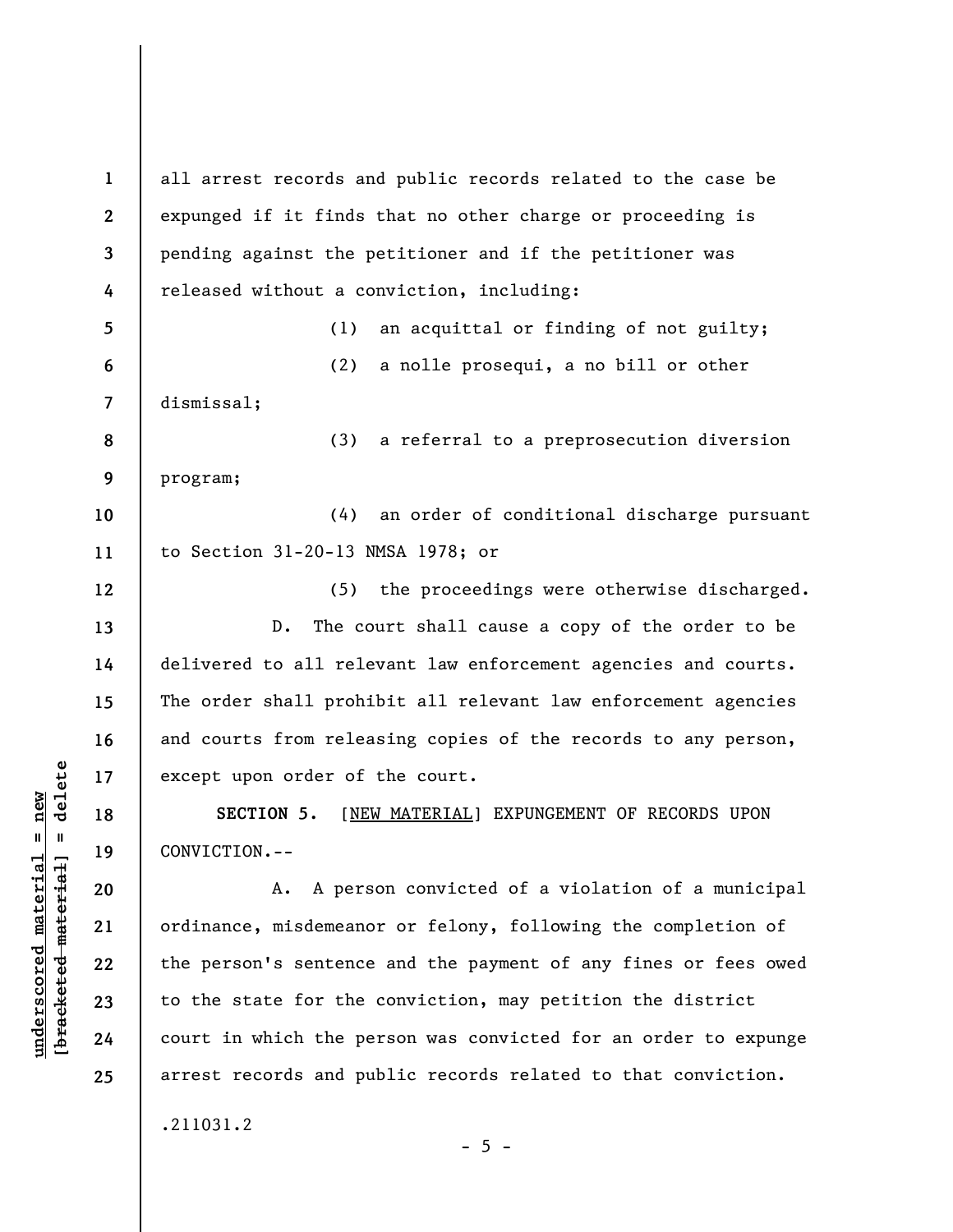all arrest records and public records related to the case be expunged if it finds that no other charge or proceeding is pending against the petitioner and if the petitioner was released without a conviction, including:

(1) an acquittal or finding of not guilty;

(2) a nolle prosequi, a no bill or other dismissal;

(3) a referral to a preprosecution diversion program;

(4) an order of conditional discharge pursuant to Section 31-20-13 NMSA 1978; or

(5) the proceedings were otherwise discharged.

D. The court shall cause a copy of the order to be delivered to all relevant law enforcement agencies and courts. The order shall prohibit all relevant law enforcement agencies and courts from releasing copies of the records to any person, except upon order of the court.

**SECTION 5.** [NEW MATERIAL] EXPUNGEMENT OF RECORDS UPON CONVICTION.--

A. A person convicted of a violation of a municipal ordinance, misdemeanor or felony, following the completion of the person's sentence and the payment of any fines or fees owed to the state for the conviction, may petition the district court in which the person was convicted for an order to expunge arrest records and public records related to that conviction.

.211031.2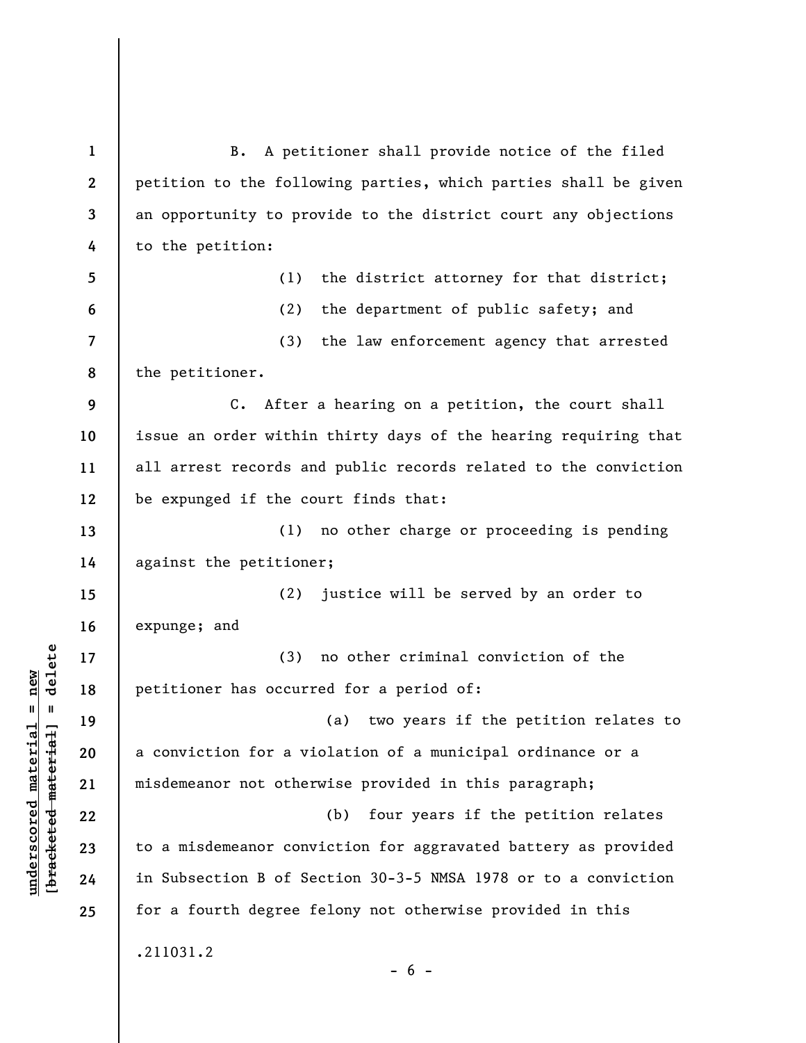B. A petitioner shall provide notice of the filed petition to the following parties, which parties shall be given an opportunity to provide to the district court any objections to the petition:

(1) the district attorney for that district;

(2) the department of public safety; and

(3) the law enforcement agency that arrested the petitioner.

C. After a hearing on a petition, the court shall issue an order within thirty days of the hearing requiring that all arrest records and public records related to the conviction be expunged if the court finds that:

(1) no other charge or proceeding is pending against the petitioner;

(2) justice will be served by an order to expunge; and

(3) no other criminal conviction of the petitioner has occurred for a period of:

(a) two years if the petition relates to a conviction for a violation of a municipal ordinance or a misdemeanor not otherwise provided in this paragraph;

(b) four years if the petition relates to a misdemeanor conviction for aggravated battery as provided in Subsection B of Section 30-3-5 NMSA 1978 or to a conviction for a fourth degree felony not otherwise provided in this

.211031.2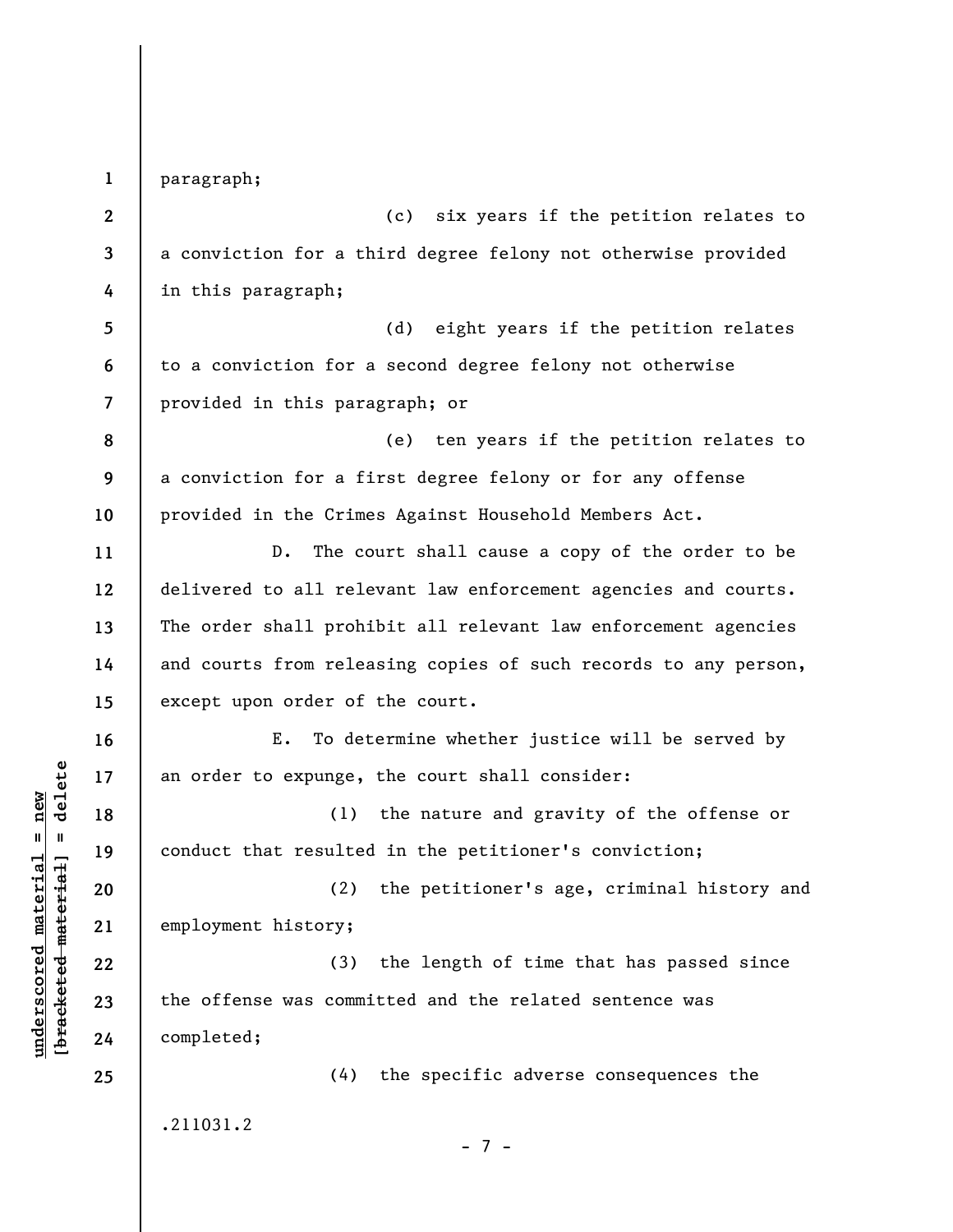paragraph;

(c) six years if the petition relates to a conviction for a third degree felony not otherwise provided in this paragraph;

(d) eight years if the petition relates to a conviction for a second degree felony not otherwise provided in this paragraph; or

(e) ten years if the petition relates to a conviction for a first degree felony or for any offense provided in the Crimes Against Household Members Act.

D. The court shall cause a copy of the order to be delivered to all relevant law enforcement agencies and courts. The order shall prohibit all relevant law enforcement agencies and courts from releasing copies of such records to any person, except upon order of the court.

E. To determine whether justice will be served by an order to expunge, the court shall consider:

(1) the nature and gravity of the offense or conduct that resulted in the petitioner's conviction;

(2) the petitioner's age, criminal history and employment history;

(3) the length of time that has passed since the offense was committed and the related sentence was completed;

(4) the specific adverse consequences the

.211031.2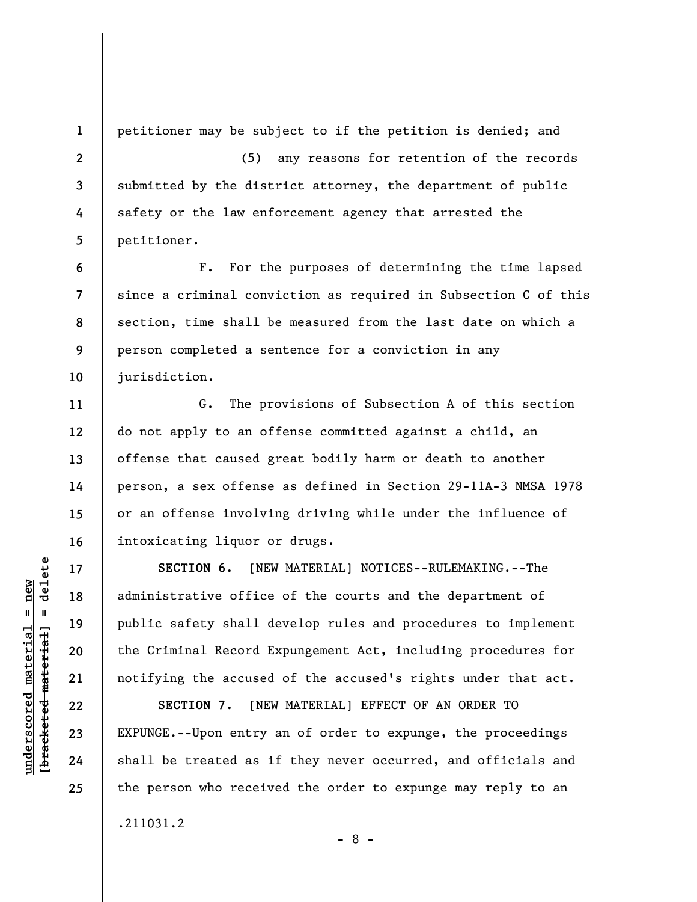petitioner may be subject to if the petition is denied; and

(5) any reasons for retention of the records submitted by the district attorney, the department of public safety or the law enforcement agency that arrested the petitioner.

F. For the purposes of determining the time lapsed since a criminal conviction as required in Subsection C of this section, time shall be measured from the last date on which a person completed a sentence for a conviction in any jurisdiction.

G. The provisions of Subsection A of this section do not apply to an offense committed against a child, an offense that caused great bodily harm or death to another person, a sex offense as defined in Section 29-11A-3 NMSA 1978 or an offense involving driving while under the influence of intoxicating liquor or drugs.

**SECTION 6.** [NEW MATERIAL] NOTICES--RULEMAKING.--The administrative office of the courts and the department of public safety shall develop rules and procedures to implement the Criminal Record Expungement Act, including procedures for notifying the accused of the accused's rights under that act.

**SECTION 7.** [NEW MATERIAL] EFFECT OF AN ORDER TO EXPUNGE.--Upon entry an of order to expunge, the proceedings shall be treated as if they never occurred, and officials and the person who received the order to expunge may reply to an

.211031.2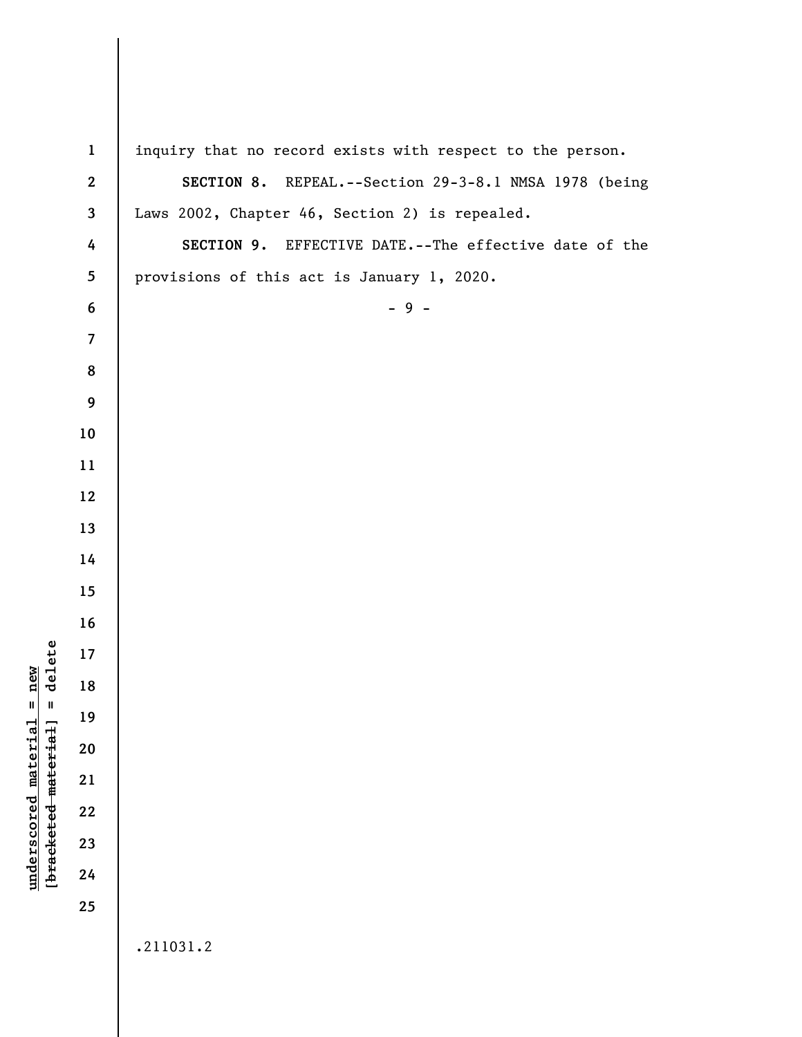inquiry that no record exists with respect to the person.

**SECTION 8.** REPEAL.--Section 29-3-8.1 NMSA 1978 (being Laws 2002, Chapter 46, Section 2) is repealed.

**SECTION 9.** EFFECTIVE DATE.--The effective date of the provisions of this act is January 1, 2020.

.211031.2